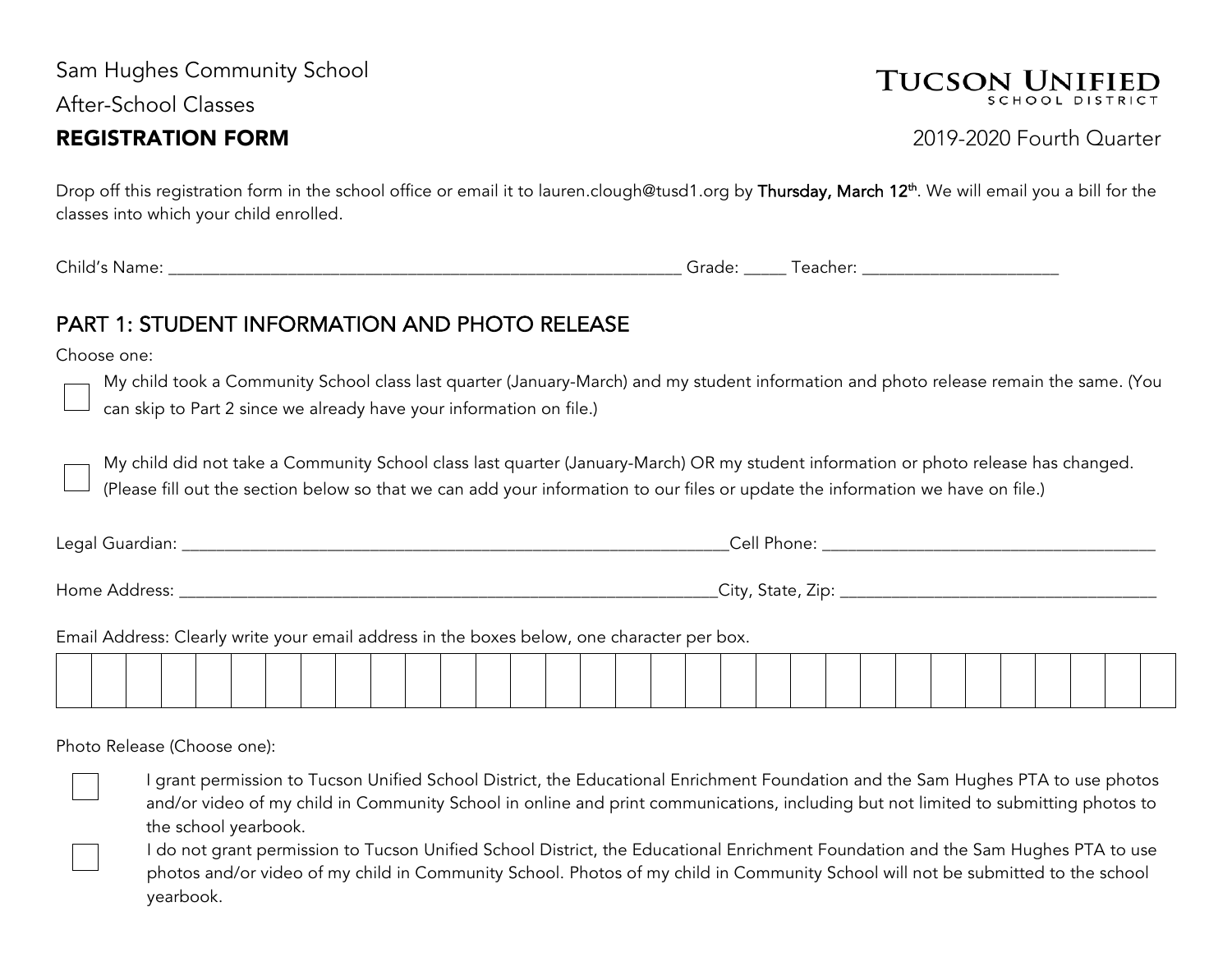Sam Hughes Community School

After-School Classes

**REGISTRATION FORM**

TUCSON UNIFIED SCHOOL DISTRICT

2019-2020 Fourth Quarter

Drop off this registration form in the school office or email it to lauren.clough@tusd1.org by **Thursday, March 12th**. We will email you a bill for the classes into which your child enrolled.

Child's Name: ____________________________________________________________ Grade: _____ Teacher: ______________________

## PART 1: STUDENT INFORMATION AND PHOTO RELEASE

Choose one:

☐ My child took a Community School class last quarter (January-March) and my student information and photo release remain the same. (You can skip to Part 2 since we already have your information on file.)

☐ My child did not take a Community School class last quarter (January-March) OR my student information or photo release has changed. (Please fill out the section below so that we can add your information to our files or update the information we have on file.)

Legal Guardian: _________________________________________________________________Cell Phone: ______________________________________

Home Address: _______________________________________________________________City, State, Zip: ____________________________________

Email Address: Clearly write your email address in the boxes below, one character per box.

| | | | | | | | | | | | | | | | | | | | | | | | | | | | | | | | |
|---|---|---|---|---|---|---|---|---|---|---|---|---|---|---|---|---|---|---|---|---|---|---|---|---|---|---|---|---|---|---|---|
| | | | | | | | | | | | | | | | | | | | | | | | | | | | | | | | |

Photo Release (Choose one):

☐ I grant permission to Tucson Unified School District, the Educational Enrichment Foundation and the Sam Hughes PTA to use photos and/or video of my child in Community School in online and print communications, including but not limited to submitting photos to the school yearbook.

☐ I do not grant permission to Tucson Unified School District, the Educational Enrichment Foundation and the Sam Hughes PTA to use photos and/or video of my child in Community School. Photos of my child in Community School will not be submitted to the school yearbook.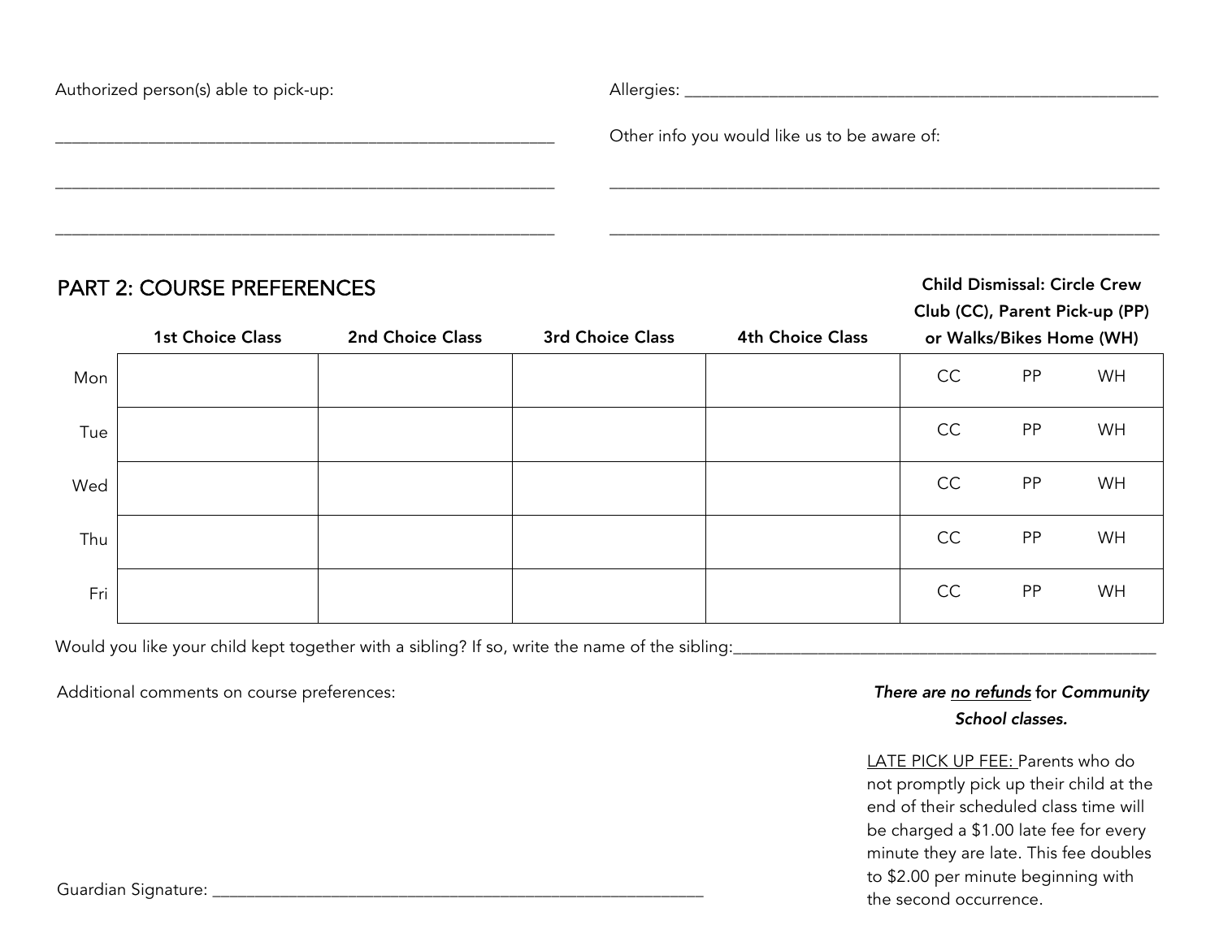Authorized person(s) able to pick-up:

\_\_\_\_\_\_\_\_\_\_\_\_\_\_\_\_\_\_\_\_\_\_\_\_\_\_\_\_\_\_\_\_\_\_\_\_\_\_\_\_\_\_\_\_\_\_\_\_\_\_\_\_\_\_\_\_\_\_

\_\_\_\_\_\_\_\_\_\_\_\_\_\_\_\_\_\_\_\_\_\_\_\_\_\_\_\_\_\_\_\_\_\_\_\_\_\_\_\_\_\_\_\_\_\_\_\_\_\_\_\_\_\_\_\_\_\_

\_\_\_\_\_\_\_\_\_\_\_\_\_\_\_\_\_\_\_\_\_\_\_\_\_\_\_\_\_\_\_\_\_\_\_\_\_\_\_\_\_\_\_\_\_\_\_\_\_\_\_\_\_\_\_\_\_\_

Allergies: \_\_\_\_\_\_\_\_\_\_\_\_\_\_\_\_\_\_\_\_\_\_\_\_\_\_\_\_\_\_\_\_\_\_\_\_\_\_\_\_\_\_\_\_\_\_\_\_\_\_\_\_

Other info you would like us to be aware of:

\_\_\_\_\_\_\_\_\_\_\_\_\_\_\_\_\_\_\_\_\_\_\_\_\_\_\_\_\_\_\_\_\_\_\_\_\_\_\_\_\_\_\_\_\_\_\_\_\_\_\_\_\_\_\_\_\_\_\_\_\_\_

\_\_\_\_\_\_\_\_\_\_\_\_\_\_\_\_\_\_\_\_\_\_\_\_\_\_\_\_\_\_\_\_\_\_\_\_\_\_\_\_\_\_\_\_\_\_\_\_\_\_\_\_\_\_\_\_\_\_\_\_\_\_

## PART 2: COURSE PREFERENCES

| | 1st Choice Class | 2nd Choice Class | 3rd Choice Class | 4th Choice Class | Child Dismissal: Circle Crew Club (CC), Parent Pick-up (PP) or Walks/Bikes Home (WH) |
|---|---|---|---|---|---|
| Mon | | | | | CC PP WH |
| Tue | | | | | CC PP WH |
| Wed | | | | | CC PP WH |
| Thu | | | | | CC PP WH |
| Fri | | | | | CC PP WH |

Would you like your child kept together with a sibling? If so, write the name of the sibling:\_\_\_\_\_\_\_\_\_\_\_\_\_\_\_\_\_\_\_\_\_\_\_\_\_\_\_\_\_\_\_\_\_\_\_\_\_\_\_\_\_\_\_\_\_\_

Additional comments on course preferences:

Guardian Signature: \_\_\_\_\_\_\_\_\_\_\_\_\_\_\_\_\_\_\_\_\_\_\_\_\_\_\_\_\_\_\_\_\_\_\_\_\_\_\_\_\_\_\_\_\_\_\_\_\_\_\_\_\_\_

***There are <u>no refunds</u> for Community School classes.***

<u>LATE PICK UP FEE:</u> Parents who do not promptly pick up their child at the end of their scheduled class time will be charged a $1.00 late fee for every minute they are late. This fee doubles to $2.00 per minute beginning with the second occurrence.